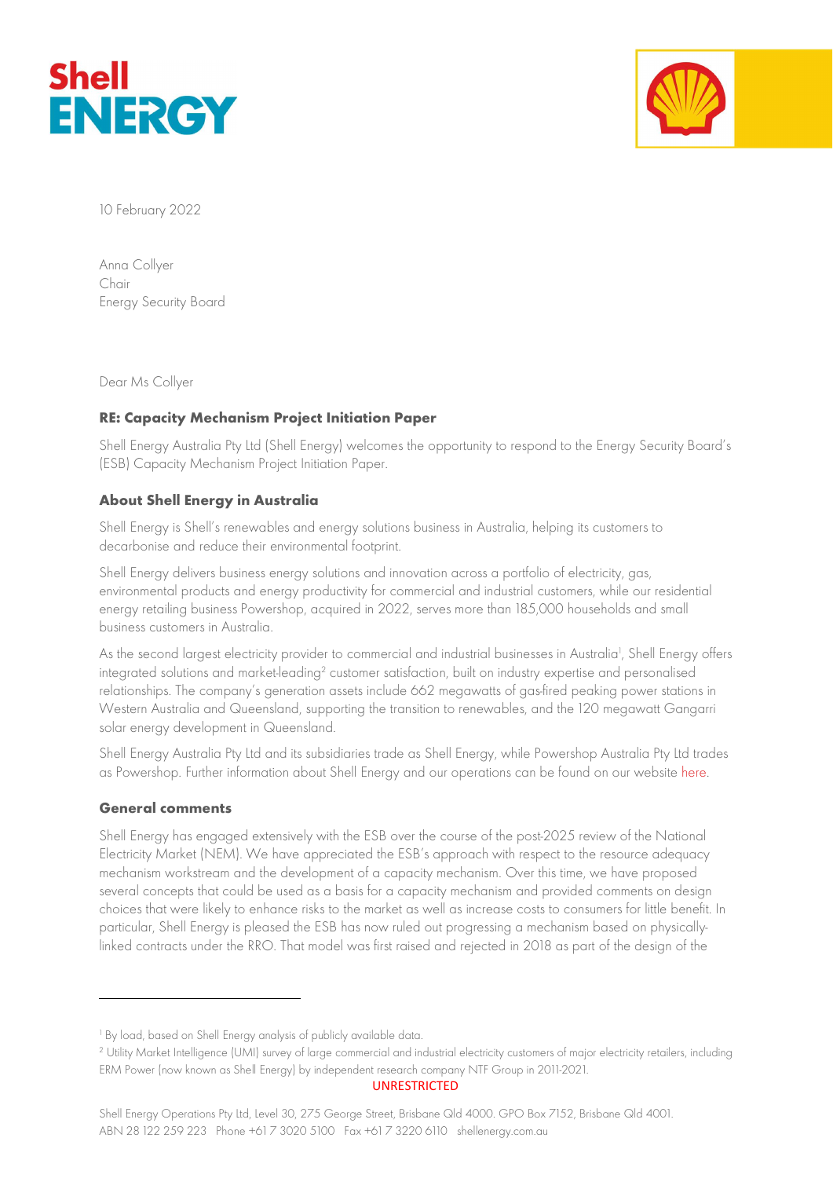10 February 2022

Anna Collyer
Chair
Energy Security Board

Dear Ms Collyer

**RE: Capacity Mechanism Project Initiation Paper**

Shell Energy Australia Pty Ltd (Shell Energy) welcomes the opportunity to respond to the Energy Security Board's (ESB) Capacity Mechanism Project Initiation Paper.

## About Shell Energy in Australia

Shell Energy is Shell's renewables and energy solutions business in Australia, helping its customers to decarbonise and reduce their environmental footprint.

Shell Energy delivers business energy solutions and innovation across a portfolio of electricity, gas, environmental products and energy productivity for commercial and industrial customers, while our residential energy retailing business Powershop, acquired in 2022, serves more than 185,000 households and small business customers in Australia.

As the second largest electricity provider to commercial and industrial businesses in Australia[1], Shell Energy offers integrated solutions and market-leading[2] customer satisfaction, built on industry expertise and personalised relationships. The company's generation assets include 662 megawatts of gas-fired peaking power stations in Western Australia and Queensland, supporting the transition to renewables, and the 120 megawatt Gangarri solar energy development in Queensland.

Shell Energy Australia Pty Ltd and its subsidiaries trade as Shell Energy, while Powershop Australia Pty Ltd trades as Powershop. Further information about Shell Energy and our operations can be found on our website here.

## General comments

Shell Energy has engaged extensively with the ESB over the course of the post-2025 review of the National Electricity Market (NEM). We have appreciated the ESB's approach with respect to the resource adequacy mechanism workstream and the development of a capacity mechanism. Over this time, we have proposed several concepts that could be used as a basis for a capacity mechanism and provided comments on design choices that were likely to enhance risks to the market as well as increase costs to consumers for little benefit. In particular, Shell Energy is pleased the ESB has now ruled out progressing a mechanism based on physically-linked contracts under the RRO. That model was first raised and rejected in 2018 as part of the design of the

[1] By load, based on Shell Energy analysis of publicly available data.

[2] Utility Market Intelligence (UMI) survey of large commercial and industrial electricity customers of major electricity retailers, including ERM Power (now known as Shell Energy) by independent research company NTF Group in 2011-2021.

UNRESTRICTED

Shell Energy Operations Pty Ltd, Level 30, 275 George Street, Brisbane Qld 4000. GPO Box 7152, Brisbane Qld 4001.
ABN 28 122 259 223 Phone +61 7 3020 5100 Fax +61 7 3220 6110 shellenergy.com.au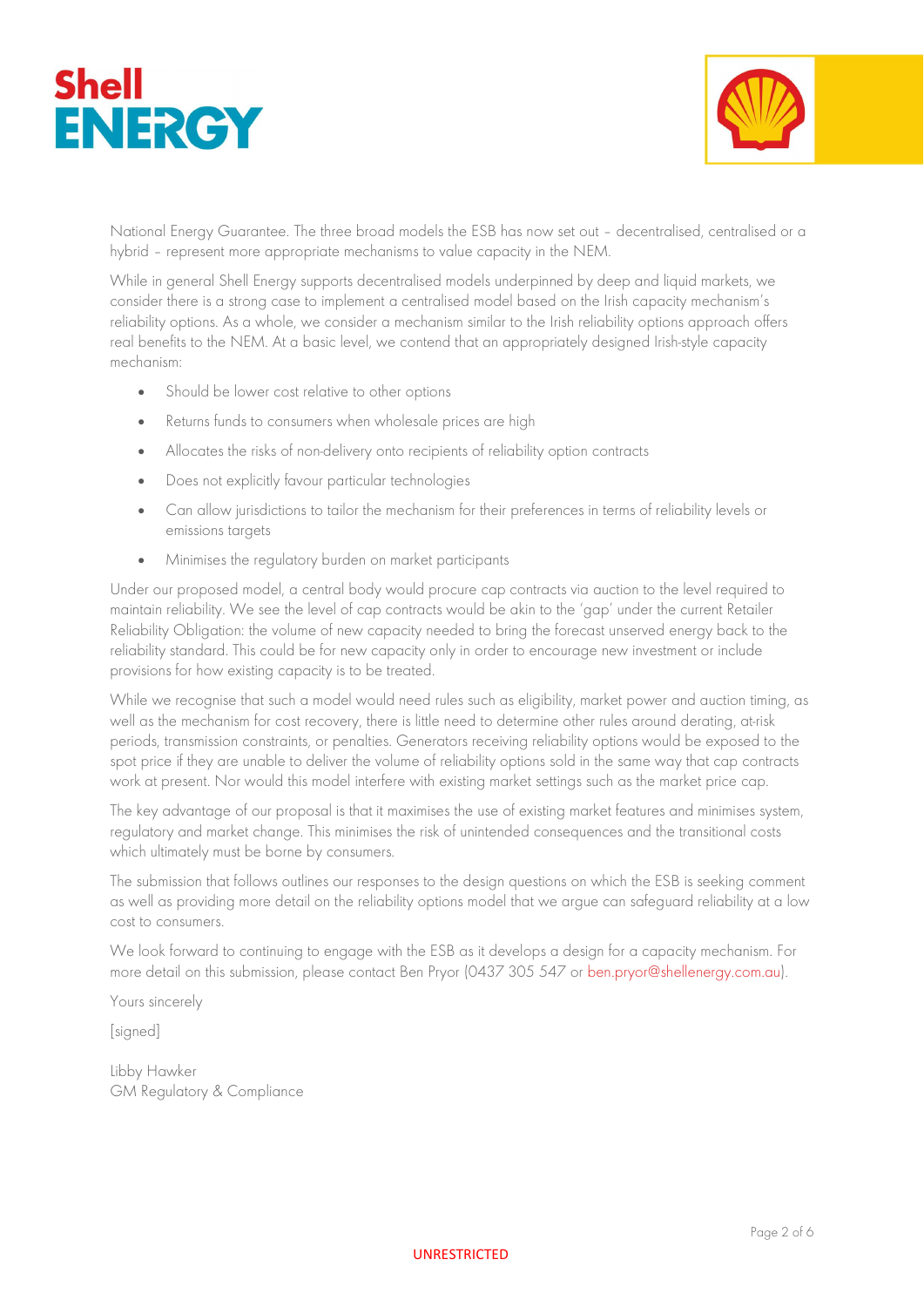National Energy Guarantee. The three broad models the ESB has now set out – decentralised, centralised or a hybrid – represent more appropriate mechanisms to value capacity in the NEM.

While in general Shell Energy supports decentralised models underpinned by deep and liquid markets, we consider there is a strong case to implement a centralised model based on the Irish capacity mechanism's reliability options. As a whole, we consider a mechanism similar to the Irish reliability options approach offers real benefits to the NEM. At a basic level, we contend that an appropriately designed Irish-style capacity mechanism:

- Should be lower cost relative to other options
- Returns funds to consumers when wholesale prices are high
- Allocates the risks of non-delivery onto recipients of reliability option contracts
- Does not explicitly favour particular technologies
- Can allow jurisdictions to tailor the mechanism for their preferences in terms of reliability levels or emissions targets
- Minimises the regulatory burden on market participants

Under our proposed model, a central body would procure cap contracts via auction to the level required to maintain reliability. We see the level of cap contracts would be akin to the 'gap' under the current Retailer Reliability Obligation: the volume of new capacity needed to bring the forecast unserved energy back to the reliability standard. This could be for new capacity only in order to encourage new investment or include provisions for how existing capacity is to be treated.

While we recognise that such a model would need rules such as eligibility, market power and auction timing, as well as the mechanism for cost recovery, there is little need to determine other rules around derating, at-risk periods, transmission constraints, or penalties. Generators receiving reliability options would be exposed to the spot price if they are unable to deliver the volume of reliability options sold in the same way that cap contracts work at present. Nor would this model interfere with existing market settings such as the market price cap.

The key advantage of our proposal is that it maximises the use of existing market features and minimises system, regulatory and market change. This minimises the risk of unintended consequences and the transitional costs which ultimately must be borne by consumers.

The submission that follows outlines our responses to the design questions on which the ESB is seeking comment as well as providing more detail on the reliability options model that we argue can safeguard reliability at a low cost to consumers.

We look forward to continuing to engage with the ESB as it develops a design for a capacity mechanism. For more detail on this submission, please contact Ben Pryor (0437 305 547 or ben.pryor@shellenergy.com.au).

Yours sincerely

[signed]

Libby Hawker
GM Regulatory & Compliance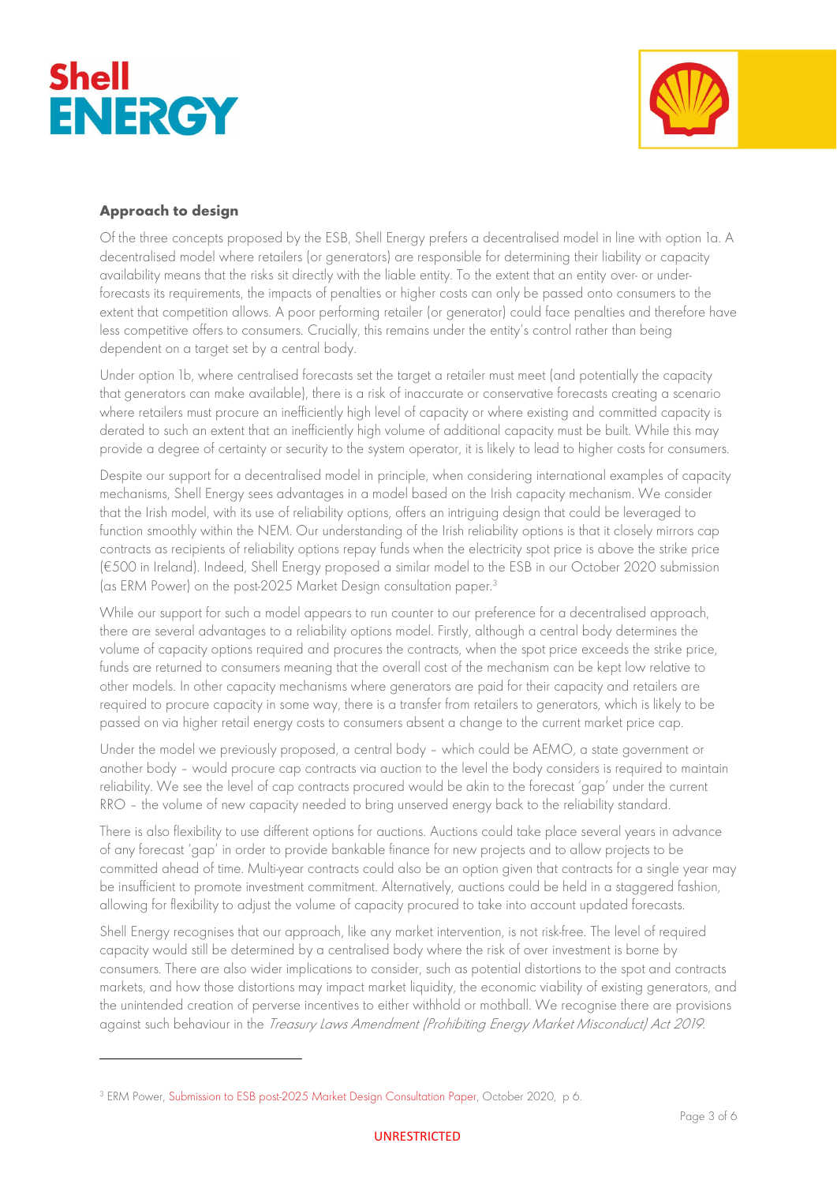**Approach to design**

Of the three concepts proposed by the ESB, Shell Energy prefers a decentralised model in line with option 1a. A decentralised model where retailers (or generators) are responsible for determining their liability or capacity availability means that the risks sit directly with the liable entity. To the extent that an entity over- or under-forecasts its requirements, the impacts of penalties or higher costs can only be passed onto consumers to the extent that competition allows. A poor performing retailer (or generator) could face penalties and therefore have less competitive offers to consumers. Crucially, this remains under the entity's control rather than being dependent on a target set by a central body.

Under option 1b, where centralised forecasts set the target a retailer must meet (and potentially the capacity that generators can make available), there is a risk of inaccurate or conservative forecasts creating a scenario where retailers must procure an inefficiently high level of capacity or where existing and committed capacity is derated to such an extent that an inefficiently high volume of additional capacity must be built. While this may provide a degree of certainty or security to the system operator, it is likely to lead to higher costs for consumers.

Despite our support for a decentralised model in principle, when considering international examples of capacity mechanisms, Shell Energy sees advantages in a model based on the Irish capacity mechanism. We consider that the Irish model, with its use of reliability options, offers an intriguing design that could be leveraged to function smoothly within the NEM. Our understanding of the Irish reliability options is that it closely mirrors cap contracts as recipients of reliability options repay funds when the electricity spot price is above the strike price (€500 in Ireland). Indeed, Shell Energy proposed a similar model to the ESB in our October 2020 submission (as ERM Power) on the post-2025 Market Design consultation paper.[3]

While our support for such a model appears to run counter to our preference for a decentralised approach, there are several advantages to a reliability options model. Firstly, although a central body determines the volume of capacity options required and procures the contracts, when the spot price exceeds the strike price, funds are returned to consumers meaning that the overall cost of the mechanism can be kept low relative to other models. In other capacity mechanisms where generators are paid for their capacity and retailers are required to procure capacity in some way, there is a transfer from retailers to generators, which is likely to be passed on via higher retail energy costs to consumers absent a change to the current market price cap.

Under the model we previously proposed, a central body – which could be AEMO, a state government or another body – would procure cap contracts via auction to the level the body considers is required to maintain reliability. We see the level of cap contracts procured would be akin to the forecast 'gap' under the current RRO – the volume of new capacity needed to bring unserved energy back to the reliability standard.

There is also flexibility to use different options for auctions. Auctions could take place several years in advance of any forecast 'gap' in order to provide bankable finance for new projects and to allow projects to be committed ahead of time. Multi-year contracts could also be an option given that contracts for a single year may be insufficient to promote investment commitment. Alternatively, auctions could be held in a staggered fashion, allowing for flexibility to adjust the volume of capacity procured to take into account updated forecasts.

Shell Energy recognises that our approach, like any market intervention, is not risk-free. The level of required capacity would still be determined by a centralised body where the risk of over investment is borne by consumers. There are also wider implications to consider, such as potential distortions to the spot and contracts markets, and how those distortions may impact market liquidity, the economic viability of existing generators, and the unintended creation of perverse incentives to either withhold or mothball. We recognise there are provisions against such behaviour in the *Treasury Laws Amendment (Prohibiting Energy Market Misconduct) Act 2019.*

---

[3] ERM Power, Submission to ESB post-2025 Market Design Consultation Paper, October 2020, p 6.

UNRESTRICTED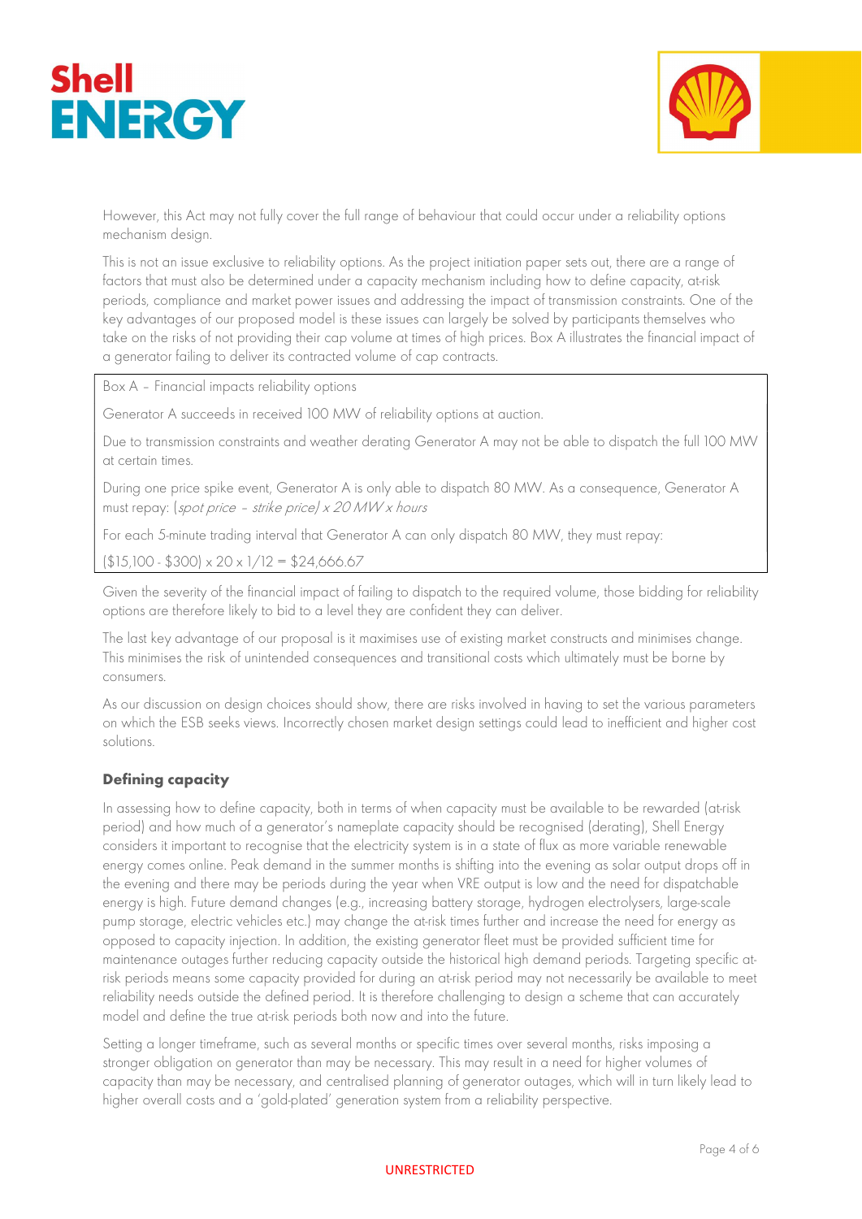However, this Act may not fully cover the full range of behaviour that could occur under a reliability options mechanism design.

This is not an issue exclusive to reliability options. As the project initiation paper sets out, there are a range of factors that must also be determined under a capacity mechanism including how to define capacity, at-risk periods, compliance and market power issues and addressing the impact of transmission constraints. One of the key advantages of our proposed model is these issues can largely be solved by participants themselves who take on the risks of not providing their cap volume at times of high prices. Box A illustrates the financial impact of a generator failing to deliver its contracted volume of cap contracts.

> Box A – Financial impacts reliability options
>
> Generator A succeeds in received 100 MW of reliability options at auction.
>
> Due to transmission constraints and weather derating Generator A may not be able to dispatch the full 100 MW at certain times.
>
> During one price spike event, Generator A is only able to dispatch 80 MW. As a consequence, Generator A must repay: (*spot price – strike price) x 20 MW x hours*
>
> For each 5-minute trading interval that Generator A can only dispatch 80 MW, they must repay:
>
> ($15,100 - $300) x 20 x 1/12 = $24,666.67

Given the severity of the financial impact of failing to dispatch to the required volume, those bidding for reliability options are therefore likely to bid to a level they are confident they can deliver.

The last key advantage of our proposal is it maximises use of existing market constructs and minimises change. This minimises the risk of unintended consequences and transitional costs which ultimately must be borne by consumers.

As our discussion on design choices should show, there are risks involved in having to set the various parameters on which the ESB seeks views. Incorrectly chosen market design settings could lead to inefficient and higher cost solutions.

### Defining capacity

In assessing how to define capacity, both in terms of when capacity must be available to be rewarded (at-risk period) and how much of a generator's nameplate capacity should be recognised (derating), Shell Energy considers it important to recognise that the electricity system is in a state of flux as more variable renewable energy comes online. Peak demand in the summer months is shifting into the evening as solar output drops off in the evening and there may be periods during the year when VRE output is low and the need for dispatchable energy is high. Future demand changes (e.g., increasing battery storage, hydrogen electrolysers, large-scale pump storage, electric vehicles etc.) may change the at-risk times further and increase the need for energy as opposed to capacity injection. In addition, the existing generator fleet must be provided sufficient time for maintenance outages further reducing capacity outside the historical high demand periods. Targeting specific at-risk periods means some capacity provided for during an at-risk period may not necessarily be available to meet reliability needs outside the defined period. It is therefore challenging to design a scheme that can accurately model and define the true at-risk periods both now and into the future.

Setting a longer timeframe, such as several months or specific times over several months, risks imposing a stronger obligation on generator than may be necessary. This may result in a need for higher volumes of capacity than may be necessary, and centralised planning of generator outages, which will in turn likely lead to higher overall costs and a 'gold-plated' generation system from a reliability perspective.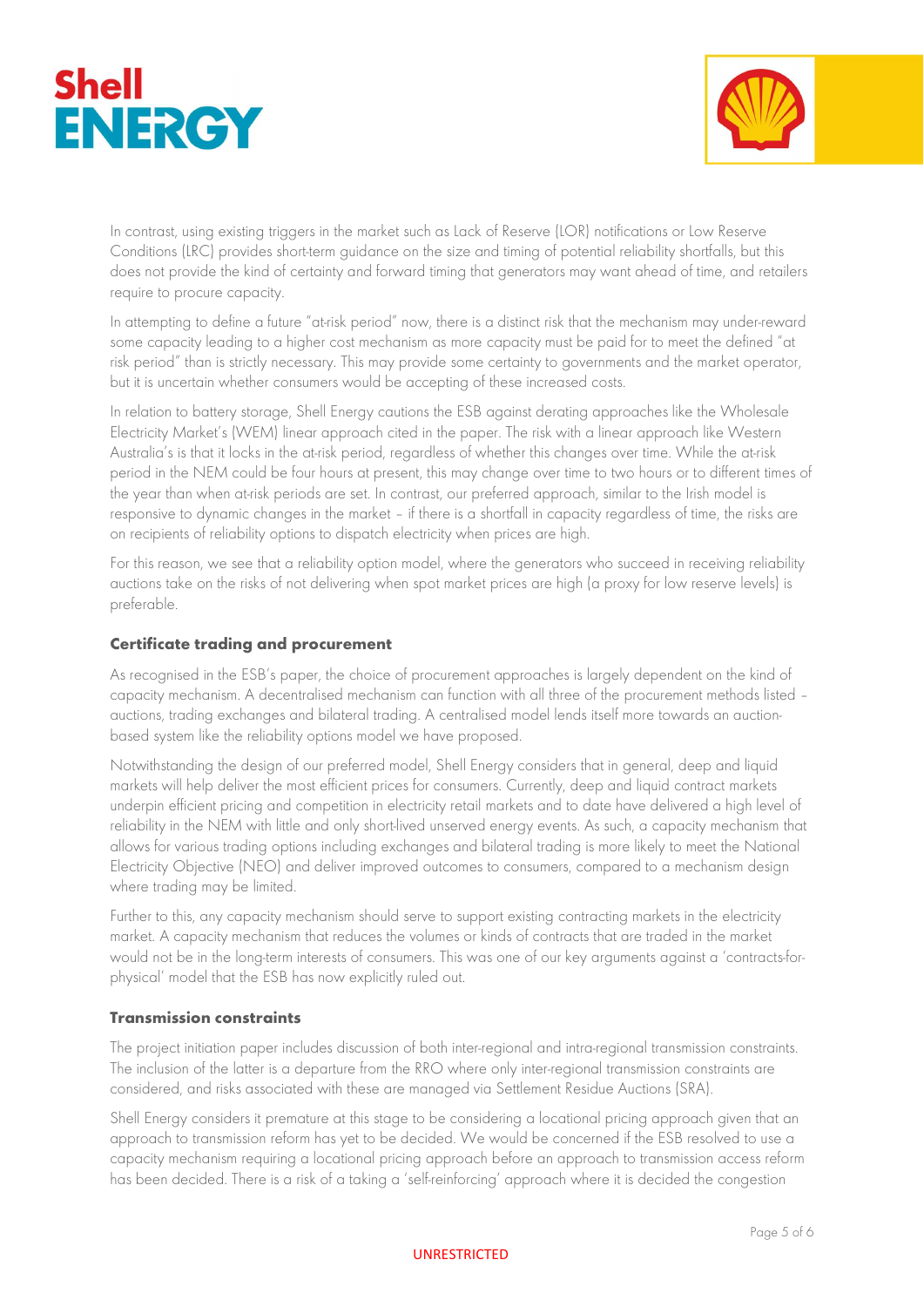In contrast, using existing triggers in the market such as Lack of Reserve (LOR) notifications or Low Reserve Conditions (LRC) provides short-term guidance on the size and timing of potential reliability shortfalls, but this does not provide the kind of certainty and forward timing that generators may want ahead of time, and retailers require to procure capacity.

In attempting to define a future "at-risk period" now, there is a distinct risk that the mechanism may under-reward some capacity leading to a higher cost mechanism as more capacity must be paid for to meet the defined "at risk period" than is strictly necessary. This may provide some certainty to governments and the market operator, but it is uncertain whether consumers would be accepting of these increased costs.

In relation to battery storage, Shell Energy cautions the ESB against derating approaches like the Wholesale Electricity Market's (WEM) linear approach cited in the paper. The risk with a linear approach like Western Australia's is that it locks in the at-risk period, regardless of whether this changes over time. While the at-risk period in the NEM could be four hours at present, this may change over time to two hours or to different times of the year than when at-risk periods are set. In contrast, our preferred approach, similar to the Irish model is responsive to dynamic changes in the market – if there is a shortfall in capacity regardless of time, the risks are on recipients of reliability options to dispatch electricity when prices are high.

For this reason, we see that a reliability option model, where the generators who succeed in receiving reliability auctions take on the risks of not delivering when spot market prices are high (a proxy for low reserve levels) is preferable.

### Certificate trading and procurement

As recognised in the ESB's paper, the choice of procurement approaches is largely dependent on the kind of capacity mechanism. A decentralised mechanism can function with all three of the procurement methods listed – auctions, trading exchanges and bilateral trading. A centralised model lends itself more towards an auction-based system like the reliability options model we have proposed.

Notwithstanding the design of our preferred model, Shell Energy considers that in general, deep and liquid markets will help deliver the most efficient prices for consumers. Currently, deep and liquid contract markets underpin efficient pricing and competition in electricity retail markets and to date have delivered a high level of reliability in the NEM with little and only short-lived unserved energy events. As such, a capacity mechanism that allows for various trading options including exchanges and bilateral trading is more likely to meet the National Electricity Objective (NEO) and deliver improved outcomes to consumers, compared to a mechanism design where trading may be limited.

Further to this, any capacity mechanism should serve to support existing contracting markets in the electricity market. A capacity mechanism that reduces the volumes or kinds of contracts that are traded in the market would not be in the long-term interests of consumers. This was one of our key arguments against a 'contracts-for-physical' model that the ESB has now explicitly ruled out.

### Transmission constraints

The project initiation paper includes discussion of both inter-regional and intra-regional transmission constraints. The inclusion of the latter is a departure from the RRO where only inter-regional transmission constraints are considered, and risks associated with these are managed via Settlement Residue Auctions (SRA).

Shell Energy considers it premature at this stage to be considering a locational pricing approach given that an approach to transmission reform has yet to be decided. We would be concerned if the ESB resolved to use a capacity mechanism requiring a locational pricing approach before an approach to transmission access reform has been decided. There is a risk of a taking a 'self-reinforcing' approach where it is decided the congestion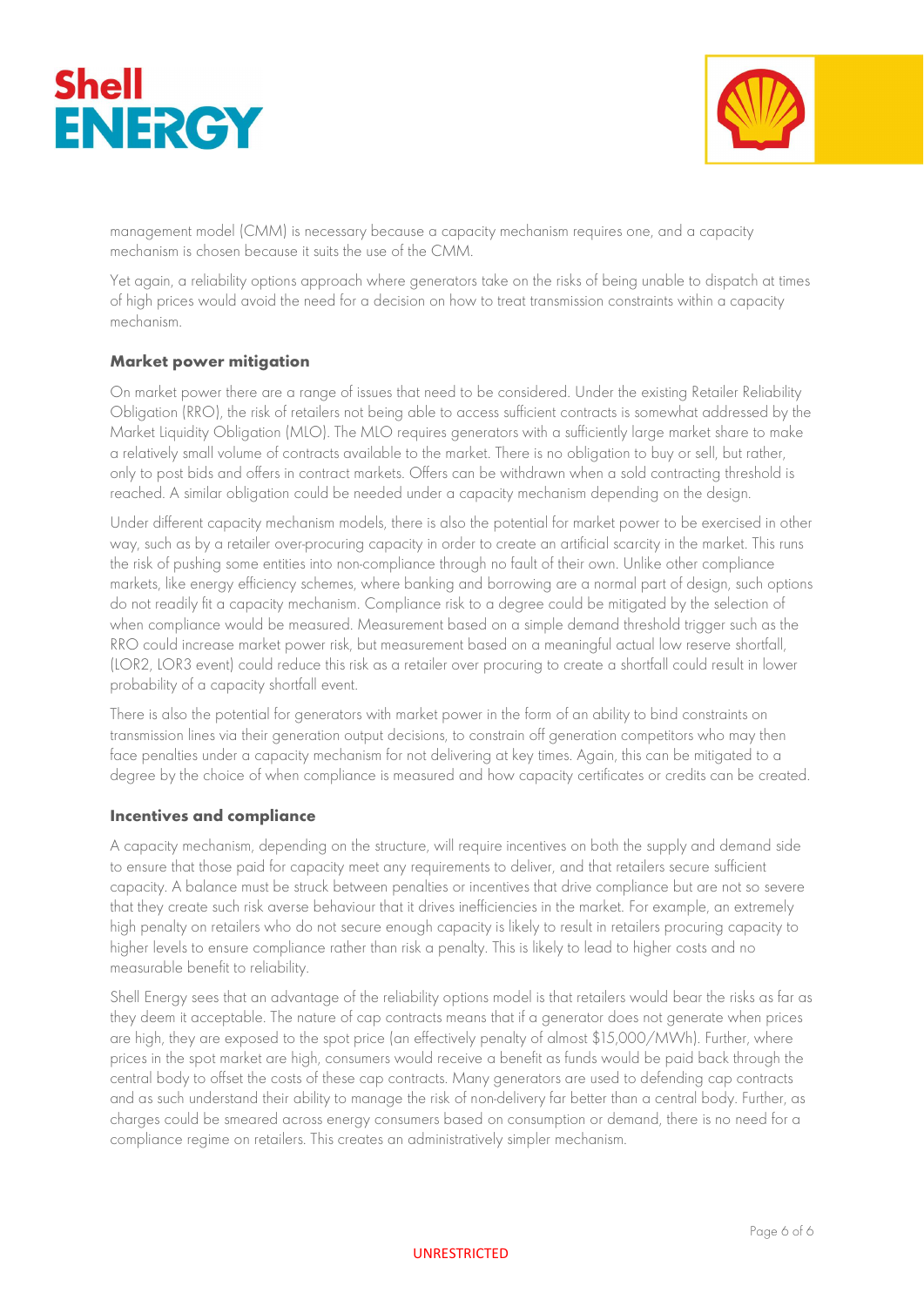management model (CMM) is necessary because a capacity mechanism requires one, and a capacity mechanism is chosen because it suits the use of the CMM.

Yet again, a reliability options approach where generators take on the risks of being unable to dispatch at times of high prices would avoid the need for a decision on how to treat transmission constraints within a capacity mechanism.

### Market power mitigation

On market power there are a range of issues that need to be considered. Under the existing Retailer Reliability Obligation (RRO), the risk of retailers not being able to access sufficient contracts is somewhat addressed by the Market Liquidity Obligation (MLO). The MLO requires generators with a sufficiently large market share to make a relatively small volume of contracts available to the market. There is no obligation to buy or sell, but rather, only to post bids and offers in contract markets. Offers can be withdrawn when a sold contracting threshold is reached. A similar obligation could be needed under a capacity mechanism depending on the design.

Under different capacity mechanism models, there is also the potential for market power to be exercised in other way, such as by a retailer over-procuring capacity in order to create an artificial scarcity in the market. This runs the risk of pushing some entities into non-compliance through no fault of their own. Unlike other compliance markets, like energy efficiency schemes, where banking and borrowing are a normal part of design, such options do not readily fit a capacity mechanism. Compliance risk to a degree could be mitigated by the selection of when compliance would be measured. Measurement based on a simple demand threshold trigger such as the RRO could increase market power risk, but measurement based on a meaningful actual low reserve shortfall, (LOR2, LOR3 event) could reduce this risk as a retailer over procuring to create a shortfall could result in lower probability of a capacity shortfall event.

There is also the potential for generators with market power in the form of an ability to bind constraints on transmission lines via their generation output decisions, to constrain off generation competitors who may then face penalties under a capacity mechanism for not delivering at key times. Again, this can be mitigated to a degree by the choice of when compliance is measured and how capacity certificates or credits can be created.

### Incentives and compliance

A capacity mechanism, depending on the structure, will require incentives on both the supply and demand side to ensure that those paid for capacity meet any requirements to deliver, and that retailers secure sufficient capacity. A balance must be struck between penalties or incentives that drive compliance but are not so severe that they create such risk averse behaviour that it drives inefficiencies in the market. For example, an extremely high penalty on retailers who do not secure enough capacity is likely to result in retailers procuring capacity to higher levels to ensure compliance rather than risk a penalty. This is likely to lead to higher costs and no measurable benefit to reliability.

Shell Energy sees that an advantage of the reliability options model is that retailers would bear the risks as far as they deem it acceptable. The nature of cap contracts means that if a generator does not generate when prices are high, they are exposed to the spot price (an effectively penalty of almost $15,000/MWh). Further, where prices in the spot market are high, consumers would receive a benefit as funds would be paid back through the central body to offset the costs of these cap contracts. Many generators are used to defending cap contracts and as such understand their ability to manage the risk of non-delivery far better than a central body. Further, as charges could be smeared across energy consumers based on consumption or demand, there is no need for a compliance regime on retailers. This creates an administratively simpler mechanism.